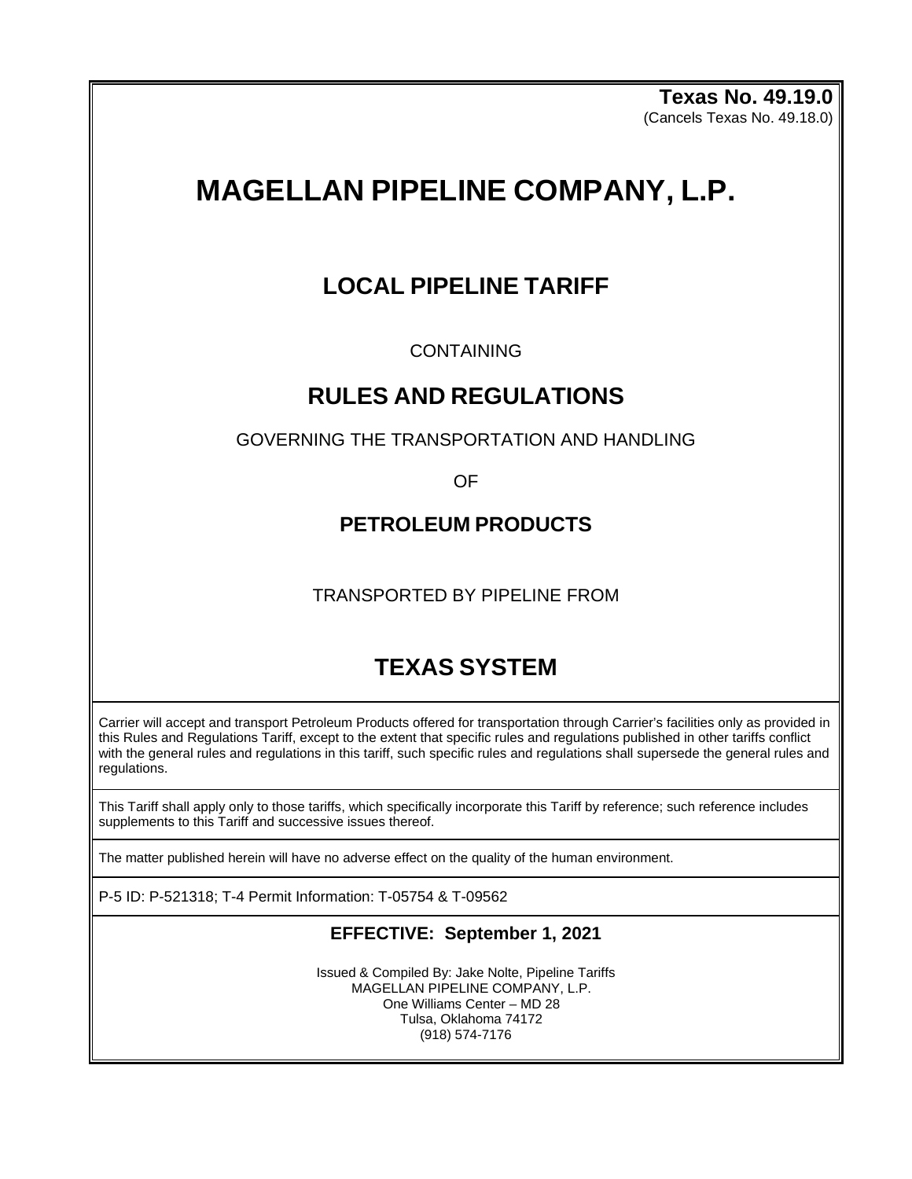**Texas No. 49.19.0**
(Cancels Texas No. 49.18.0)

# MAGELLAN PIPELINE COMPANY, L.P.

## LOCAL PIPELINE TARIFF

CONTAINING

## RULES AND REGULATIONS

GOVERNING THE TRANSPORTATION AND HANDLING

OF

### PETROLEUM PRODUCTS

TRANSPORTED BY PIPELINE FROM

## TEXAS SYSTEM

Carrier will accept and transport Petroleum Products offered for transportation through Carrier's facilities only as provided in this Rules and Regulations Tariff, except to the extent that specific rules and regulations published in other tariffs conflict with the general rules and regulations in this tariff, such specific rules and regulations shall supersede the general rules and regulations.

This Tariff shall apply only to those tariffs, which specifically incorporate this Tariff by reference; such reference includes supplements to this Tariff and successive issues thereof.

The matter published herein will have no adverse effect on the quality of the human environment.

P-5 ID: P-521318; T-4 Permit Information: T-05754 & T-09562

**EFFECTIVE: September 1, 2021**

Issued & Compiled By: Jake Nolte, Pipeline Tariffs
MAGELLAN PIPELINE COMPANY, L.P.
One Williams Center – MD 28
Tulsa, Oklahoma 74172
(918) 574-7176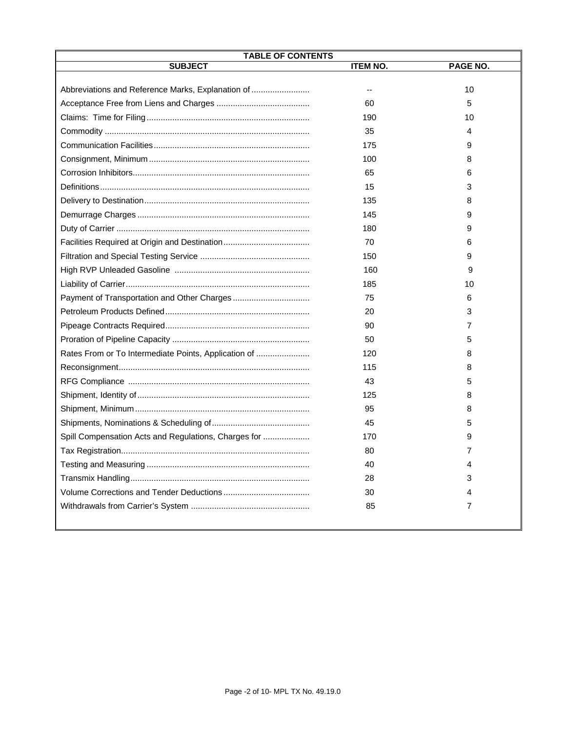## TABLE OF CONTENTS

| SUBJECT | ITEM NO. | PAGE NO. |
|---|---|---|
| Abbreviations and Reference Marks, Explanation of | -- | 10 |
| Acceptance Free from Liens and Charges | 60 | 5 |
| Claims: Time for Filing | 190 | 10 |
| Commodity | 35 | 4 |
| Communication Facilities | 175 | 9 |
| Consignment, Minimum | 100 | 8 |
| Corrosion Inhibitors | 65 | 6 |
| Definitions | 15 | 3 |
| Delivery to Destination | 135 | 8 |
| Demurrage Charges | 145 | 9 |
| Duty of Carrier | 180 | 9 |
| Facilities Required at Origin and Destination | 70 | 6 |
| Filtration and Special Testing Service | 150 | 9 |
| High RVP Unleaded Gasoline | 160 | 9 |
| Liability of Carrier | 185 | 10 |
| Payment of Transportation and Other Charges | 75 | 6 |
| Petroleum Products Defined | 20 | 3 |
| Pipeage Contracts Required | 90 | 7 |
| Proration of Pipeline Capacity | 50 | 5 |
| Rates From or To Intermediate Points, Application of | 120 | 8 |
| Reconsignment | 115 | 8 |
| RFG Compliance | 43 | 5 |
| Shipment, Identity of | 125 | 8 |
| Shipment, Minimum | 95 | 8 |
| Shipments, Nominations & Scheduling of | 45 | 5 |
| Spill Compensation Acts and Regulations, Charges for | 170 | 9 |
| Tax Registration | 80 | 7 |
| Testing and Measuring | 40 | 4 |
| Transmix Handling | 28 | 3 |
| Volume Corrections and Tender Deductions | 30 | 4 |
| Withdrawals from Carrier's System | 85 | 7 |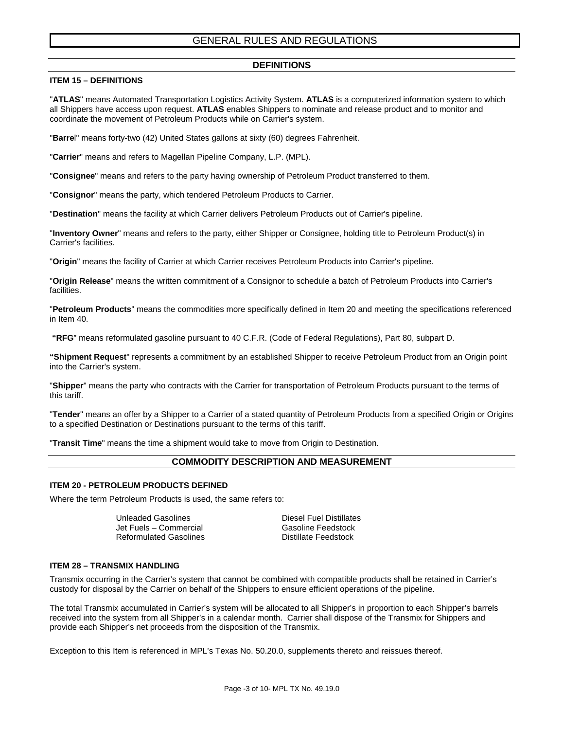# GENERAL RULES AND REGULATIONS

## DEFINITIONS

### ITEM 15 – DEFINITIONS

"**ATLAS**" means Automated Transportation Logistics Activity System. **ATLAS** is a computerized information system to which all Shippers have access upon request. **ATLAS** enables Shippers to nominate and release product and to monitor and coordinate the movement of Petroleum Products while on Carrier's system.

"**Barrel**" means forty-two (42) United States gallons at sixty (60) degrees Fahrenheit.

"**Carrier**" means and refers to Magellan Pipeline Company, L.P. (MPL).

"**Consignee**" means and refers to the party having ownership of Petroleum Product transferred to them.

"**Consignor**" means the party, which tendered Petroleum Products to Carrier.

"**Destination**" means the facility at which Carrier delivers Petroleum Products out of Carrier's pipeline.

"**Inventory Owner**" means and refers to the party, either Shipper or Consignee, holding title to Petroleum Product(s) in Carrier's facilities.

"**Origin**" means the facility of Carrier at which Carrier receives Petroleum Products into Carrier's pipeline.

"**Origin Release**" means the written commitment of a Consignor to schedule a batch of Petroleum Products into Carrier's facilities.

"**Petroleum Products**" means the commodities more specifically defined in Item 20 and meeting the specifications referenced in Item 40.

**"RFG**" means reformulated gasoline pursuant to 40 C.F.R. (Code of Federal Regulations), Part 80, subpart D.

**"Shipment Request**" represents a commitment by an established Shipper to receive Petroleum Product from an Origin point into the Carrier's system.

"**Shipper**" means the party who contracts with the Carrier for transportation of Petroleum Products pursuant to the terms of this tariff.

"**Tender**" means an offer by a Shipper to a Carrier of a stated quantity of Petroleum Products from a specified Origin or Origins to a specified Destination or Destinations pursuant to the terms of this tariff.

"**Transit Time**" means the time a shipment would take to move from Origin to Destination.

## COMMODITY DESCRIPTION AND MEASUREMENT

### ITEM 20 - PETROLEUM PRODUCTS DEFINED

Where the term Petroleum Products is used, the same refers to:

| | |
|---|---|
| Unleaded Gasolines | Diesel Fuel Distillates |
| Jet Fuels – Commercial | Gasoline Feedstock |
| Reformulated Gasolines | Distillate Feedstock |

### ITEM 28 – TRANSMIX HANDLING

Transmix occurring in the Carrier's system that cannot be combined with compatible products shall be retained in Carrier's custody for disposal by the Carrier on behalf of the Shippers to ensure efficient operations of the pipeline.

The total Transmix accumulated in Carrier's system will be allocated to all Shipper's in proportion to each Shipper's barrels received into the system from all Shipper's in a calendar month. Carrier shall dispose of the Transmix for Shippers and provide each Shipper's net proceeds from the disposition of the Transmix.

Exception to this Item is referenced in MPL's Texas No. 50.20.0, supplements thereto and reissues thereof.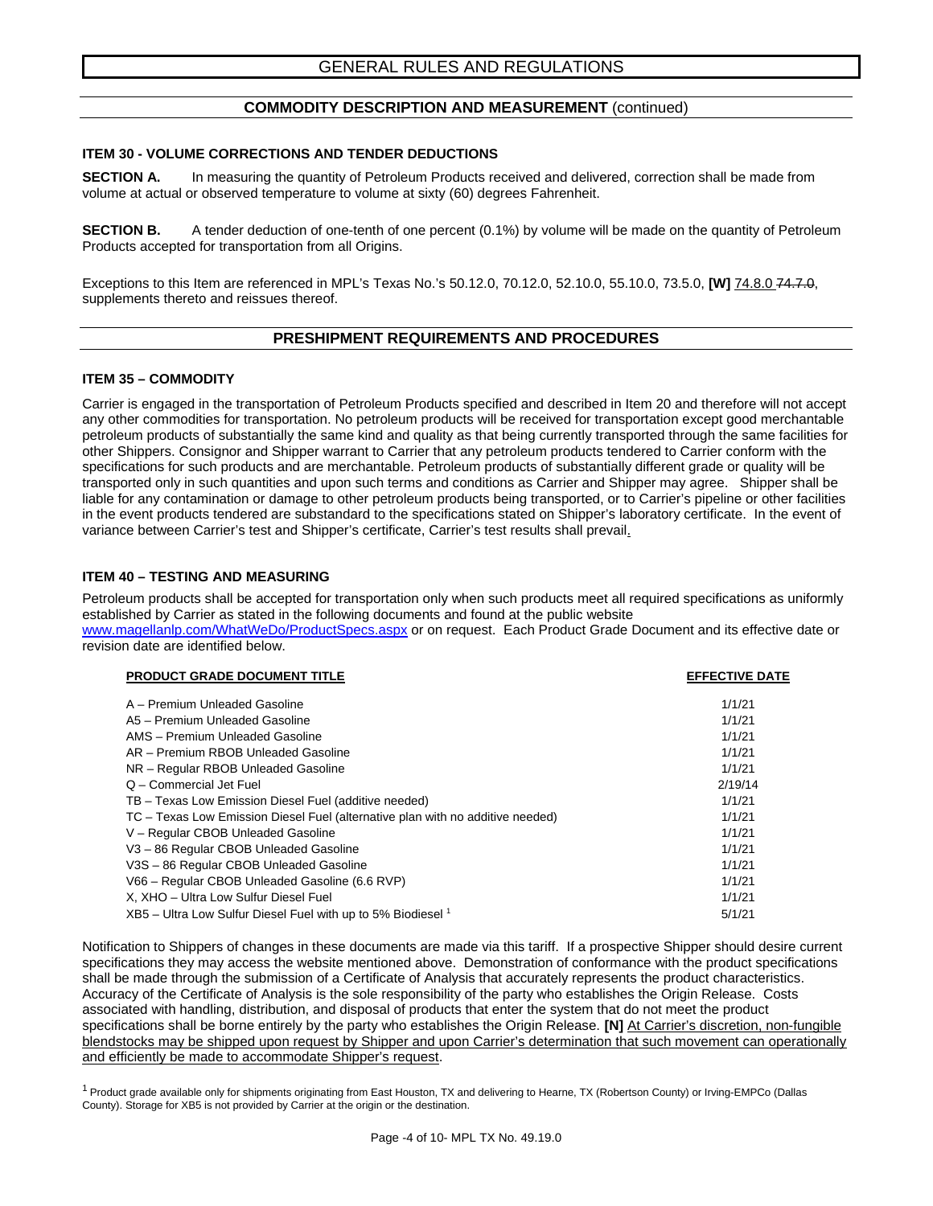# GENERAL RULES AND REGULATIONS

## COMMODITY DESCRIPTION AND MEASUREMENT (continued)

### ITEM 30 - VOLUME CORRECTIONS AND TENDER DEDUCTIONS

**SECTION A.** In measuring the quantity of Petroleum Products received and delivered, correction shall be made from volume at actual or observed temperature to volume at sixty (60) degrees Fahrenheit.

**SECTION B.** A tender deduction of one-tenth of one percent (0.1%) by volume will be made on the quantity of Petroleum Products accepted for transportation from all Origins.

Exceptions to this Item are referenced in MPL's Texas No.'s 50.12.0, 70.12.0, 52.10.0, 55.10.0, 73.5.0, **[W]** 74.8.0 ~~74.7.0~~, supplements thereto and reissues thereof.

## PRESHIPMENT REQUIREMENTS AND PROCEDURES

### ITEM 35 – COMMODITY

Carrier is engaged in the transportation of Petroleum Products specified and described in Item 20 and therefore will not accept any other commodities for transportation. No petroleum products will be received for transportation except good merchantable petroleum products of substantially the same kind and quality as that being currently transported through the same facilities for other Shippers. Consignor and Shipper warrant to Carrier that any petroleum products tendered to Carrier conform with the specifications for such products and are merchantable. Petroleum products of substantially different grade or quality will be transported only in such quantities and upon such terms and conditions as Carrier and Shipper may agree. Shipper shall be liable for any contamination or damage to other petroleum products being transported, or to Carrier's pipeline or other facilities in the event products tendered are substandard to the specifications stated on Shipper's laboratory certificate. In the event of variance between Carrier's test and Shipper's certificate, Carrier's test results shall prevail.

### ITEM 40 – TESTING AND MEASURING

Petroleum products shall be accepted for transportation only when such products meet all required specifications as uniformly established by Carrier as stated in the following documents and found at the public website www.magellanlp.com/WhatWeDo/ProductSpecs.aspx or on request. Each Product Grade Document and its effective date or revision date are identified below.

| PRODUCT GRADE DOCUMENT TITLE | EFFECTIVE DATE |
|---|---|
| A – Premium Unleaded Gasoline | 1/1/21 |
| A5 – Premium Unleaded Gasoline | 1/1/21 |
| AMS – Premium Unleaded Gasoline | 1/1/21 |
| AR – Premium RBOB Unleaded Gasoline | 1/1/21 |
| NR – Regular RBOB Unleaded Gasoline | 1/1/21 |
| Q – Commercial Jet Fuel | 2/19/14 |
| TB – Texas Low Emission Diesel Fuel (additive needed) | 1/1/21 |
| TC – Texas Low Emission Diesel Fuel (alternative plan with no additive needed) | 1/1/21 |
| V – Regular CBOB Unleaded Gasoline | 1/1/21 |
| V3 – 86 Regular CBOB Unleaded Gasoline | 1/1/21 |
| V3S – 86 Regular CBOB Unleaded Gasoline | 1/1/21 |
| V66 – Regular CBOB Unleaded Gasoline (6.6 RVP) | 1/1/21 |
| X, XHO – Ultra Low Sulfur Diesel Fuel | 1/1/21 |
| XB5 – Ultra Low Sulfur Diesel Fuel with up to 5% Biodiesel [1] | 5/1/21 |

Notification to Shippers of changes in these documents are made via this tariff. If a prospective Shipper should desire current specifications they may access the website mentioned above. Demonstration of conformance with the product specifications shall be made through the submission of a Certificate of Analysis that accurately represents the product characteristics. Accuracy of the Certificate of Analysis is the sole responsibility of the party who establishes the Origin Release. Costs associated with handling, distribution, and disposal of products that enter the system that do not meet the product specifications shall be borne entirely by the party who establishes the Origin Release. **[N]** At Carrier's discretion, non-fungible blendstocks may be shipped upon request by Shipper and upon Carrier's determination that such movement can operationally and efficiently be made to accommodate Shipper's request.

[1] Product grade available only for shipments originating from East Houston, TX and delivering to Hearne, TX (Robertson County) or Irving-EMPCo (Dallas County). Storage for XB5 is not provided by Carrier at the origin or the destination.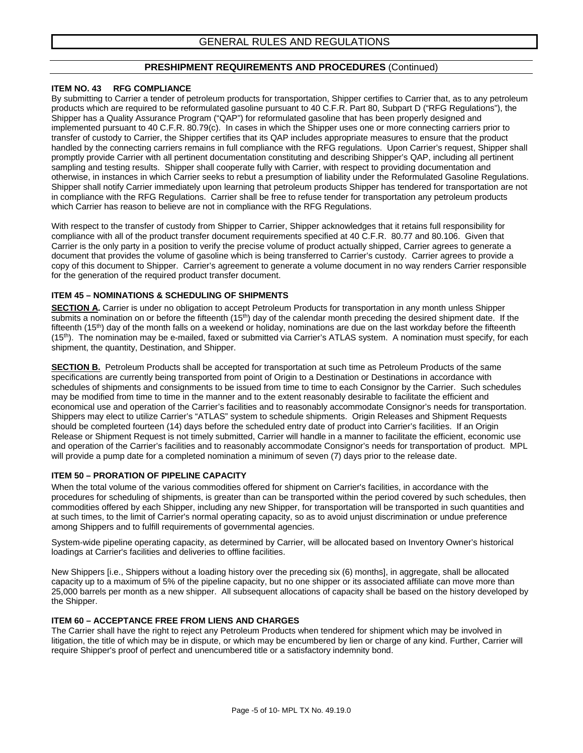# GENERAL RULES AND REGULATIONS

## PRESHIPMENT REQUIREMENTS AND PROCEDURES (Continued)

### ITEM NO. 43 RFG COMPLIANCE

By submitting to Carrier a tender of petroleum products for transportation, Shipper certifies to Carrier that, as to any petroleum products which are required to be reformulated gasoline pursuant to 40 C.F.R. Part 80, Subpart D ("RFG Regulations"), the Shipper has a Quality Assurance Program ("QAP") for reformulated gasoline that has been properly designed and implemented pursuant to 40 C.F.R. 80.79(c). In cases in which the Shipper uses one or more connecting carriers prior to transfer of custody to Carrier, the Shipper certifies that its QAP includes appropriate measures to ensure that the product handled by the connecting carriers remains in full compliance with the RFG regulations. Upon Carrier's request, Shipper shall promptly provide Carrier with all pertinent documentation constituting and describing Shipper's QAP, including all pertinent sampling and testing results. Shipper shall cooperate fully with Carrier, with respect to providing documentation and otherwise, in instances in which Carrier seeks to rebut a presumption of liability under the Reformulated Gasoline Regulations. Shipper shall notify Carrier immediately upon learning that petroleum products Shipper has tendered for transportation are not in compliance with the RFG Regulations. Carrier shall be free to refuse tender for transportation any petroleum products which Carrier has reason to believe are not in compliance with the RFG Regulations.

With respect to the transfer of custody from Shipper to Carrier, Shipper acknowledges that it retains full responsibility for compliance with all of the product transfer document requirements specified at 40 C.F.R. 80.77 and 80.106. Given that Carrier is the only party in a position to verify the precise volume of product actually shipped, Carrier agrees to generate a document that provides the volume of gasoline which is being transferred to Carrier's custody. Carrier agrees to provide a copy of this document to Shipper. Carrier's agreement to generate a volume document in no way renders Carrier responsible for the generation of the required product transfer document.

### ITEM 45 – NOMINATIONS & SCHEDULING OF SHIPMENTS

**SECTION A.** Carrier is under no obligation to accept Petroleum Products for transportation in any month unless Shipper submits a nomination on or before the fifteenth (15th) day of the calendar month preceding the desired shipment date. If the fifteenth (15th) day of the month falls on a weekend or holiday, nominations are due on the last workday before the fifteenth (15th). The nomination may be e-mailed, faxed or submitted via Carrier's ATLAS system. A nomination must specify, for each shipment, the quantity, Destination, and Shipper.

**SECTION B.** Petroleum Products shall be accepted for transportation at such time as Petroleum Products of the same specifications are currently being transported from point of Origin to a Destination or Destinations in accordance with schedules of shipments and consignments to be issued from time to time to each Consignor by the Carrier. Such schedules may be modified from time to time in the manner and to the extent reasonably desirable to facilitate the efficient and economical use and operation of the Carrier's facilities and to reasonably accommodate Consignor's needs for transportation. Shippers may elect to utilize Carrier's "ATLAS" system to schedule shipments. Origin Releases and Shipment Requests should be completed fourteen (14) days before the scheduled entry date of product into Carrier's facilities. If an Origin Release or Shipment Request is not timely submitted, Carrier will handle in a manner to facilitate the efficient, economic use and operation of the Carrier's facilities and to reasonably accommodate Consignor's needs for transportation of product. MPL will provide a pump date for a completed nomination a minimum of seven (7) days prior to the release date.

### ITEM 50 – PRORATION OF PIPELINE CAPACITY

When the total volume of the various commodities offered for shipment on Carrier's facilities, in accordance with the procedures for scheduling of shipments, is greater than can be transported within the period covered by such schedules, then commodities offered by each Shipper, including any new Shipper, for transportation will be transported in such quantities and at such times, to the limit of Carrier's normal operating capacity, so as to avoid unjust discrimination or undue preference among Shippers and to fulfill requirements of governmental agencies.

System-wide pipeline operating capacity, as determined by Carrier, will be allocated based on Inventory Owner's historical loadings at Carrier's facilities and deliveries to offline facilities.

New Shippers [i.e., Shippers without a loading history over the preceding six (6) months], in aggregate, shall be allocated capacity up to a maximum of 5% of the pipeline capacity, but no one shipper or its associated affiliate can move more than 25,000 barrels per month as a new shipper. All subsequent allocations of capacity shall be based on the history developed by the Shipper.

### ITEM 60 – ACCEPTANCE FREE FROM LIENS AND CHARGES

The Carrier shall have the right to reject any Petroleum Products when tendered for shipment which may be involved in litigation, the title of which may be in dispute, or which may be encumbered by lien or charge of any kind. Further, Carrier will require Shipper's proof of perfect and unencumbered title or a satisfactory indemnity bond.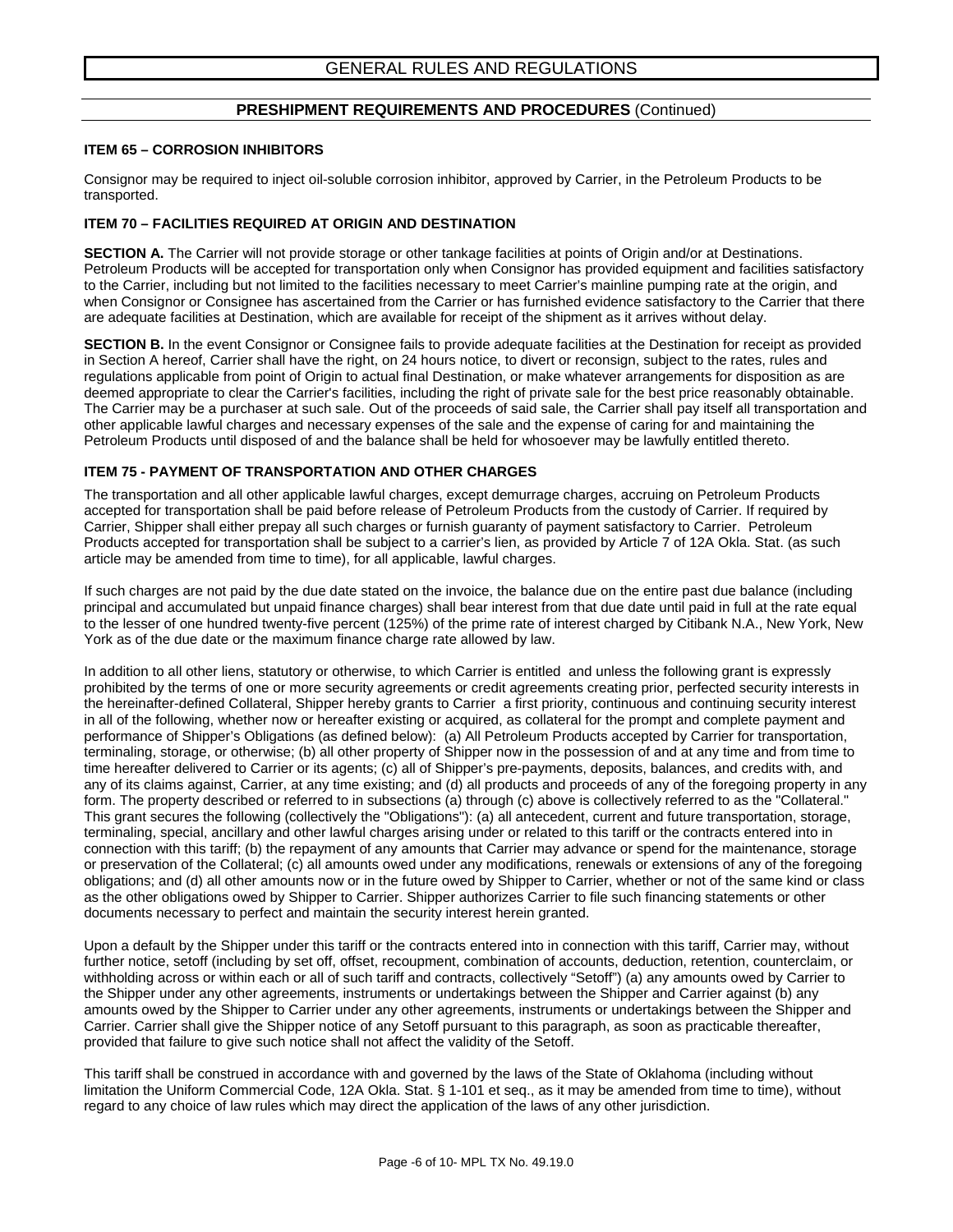# GENERAL RULES AND REGULATIONS

## PRESHIPMENT REQUIREMENTS AND PROCEDURES (Continued)

**ITEM 65 – CORROSION INHIBITORS**

Consignor may be required to inject oil-soluble corrosion inhibitor, approved by Carrier, in the Petroleum Products to be transported.

**ITEM 70 – FACILITIES REQUIRED AT ORIGIN AND DESTINATION**

**SECTION A.** The Carrier will not provide storage or other tankage facilities at points of Origin and/or at Destinations. Petroleum Products will be accepted for transportation only when Consignor has provided equipment and facilities satisfactory to the Carrier, including but not limited to the facilities necessary to meet Carrier's mainline pumping rate at the origin, and when Consignor or Consignee has ascertained from the Carrier or has furnished evidence satisfactory to the Carrier that there are adequate facilities at Destination, which are available for receipt of the shipment as it arrives without delay.

**SECTION B.** In the event Consignor or Consignee fails to provide adequate facilities at the Destination for receipt as provided in Section A hereof, Carrier shall have the right, on 24 hours notice, to divert or reconsign, subject to the rates, rules and regulations applicable from point of Origin to actual final Destination, or make whatever arrangements for disposition as are deemed appropriate to clear the Carrier's facilities, including the right of private sale for the best price reasonably obtainable. The Carrier may be a purchaser at such sale. Out of the proceeds of said sale, the Carrier shall pay itself all transportation and other applicable lawful charges and necessary expenses of the sale and the expense of caring for and maintaining the Petroleum Products until disposed of and the balance shall be held for whosoever may be lawfully entitled thereto.

**ITEM 75 - PAYMENT OF TRANSPORTATION AND OTHER CHARGES**

The transportation and all other applicable lawful charges, except demurrage charges, accruing on Petroleum Products accepted for transportation shall be paid before release of Petroleum Products from the custody of Carrier. If required by Carrier, Shipper shall either prepay all such charges or furnish guaranty of payment satisfactory to Carrier. Petroleum Products accepted for transportation shall be subject to a carrier's lien, as provided by Article 7 of 12A Okla. Stat. (as such article may be amended from time to time), for all applicable, lawful charges.

If such charges are not paid by the due date stated on the invoice, the balance due on the entire past due balance (including principal and accumulated but unpaid finance charges) shall bear interest from that due date until paid in full at the rate equal to the lesser of one hundred twenty-five percent (125%) of the prime rate of interest charged by Citibank N.A., New York, New York as of the due date or the maximum finance charge rate allowed by law.

In addition to all other liens, statutory or otherwise, to which Carrier is entitled and unless the following grant is expressly prohibited by the terms of one or more security agreements or credit agreements creating prior, perfected security interests in the hereinafter-defined Collateral, Shipper hereby grants to Carrier a first priority, continuous and continuing security interest in all of the following, whether now or hereafter existing or acquired, as collateral for the prompt and complete payment and performance of Shipper's Obligations (as defined below): (a) All Petroleum Products accepted by Carrier for transportation, terminaling, storage, or otherwise; (b) all other property of Shipper now in the possession of and at any time and from time to time hereafter delivered to Carrier or its agents; (c) all of Shipper's pre-payments, deposits, balances, and credits with, and any of its claims against, Carrier, at any time existing; and (d) all products and proceeds of any of the foregoing property in any form. The property described or referred to in subsections (a) through (c) above is collectively referred to as the "Collateral." This grant secures the following (collectively the "Obligations"): (a) all antecedent, current and future transportation, storage, terminaling, special, ancillary and other lawful charges arising under or related to this tariff or the contracts entered into in connection with this tariff; (b) the repayment of any amounts that Carrier may advance or spend for the maintenance, storage or preservation of the Collateral; (c) all amounts owed under any modifications, renewals or extensions of any of the foregoing obligations; and (d) all other amounts now or in the future owed by Shipper to Carrier, whether or not of the same kind or class as the other obligations owed by Shipper to Carrier. Shipper authorizes Carrier to file such financing statements or other documents necessary to perfect and maintain the security interest herein granted.

Upon a default by the Shipper under this tariff or the contracts entered into in connection with this tariff, Carrier may, without further notice, setoff (including by set off, offset, recoupment, combination of accounts, deduction, retention, counterclaim, or withholding across or within each or all of such tariff and contracts, collectively "Setoff") (a) any amounts owed by Carrier to the Shipper under any other agreements, instruments or undertakings between the Shipper and Carrier against (b) any amounts owed by the Shipper to Carrier under any other agreements, instruments or undertakings between the Shipper and Carrier. Carrier shall give the Shipper notice of any Setoff pursuant to this paragraph, as soon as practicable thereafter, provided that failure to give such notice shall not affect the validity of the Setoff.

This tariff shall be construed in accordance with and governed by the laws of the State of Oklahoma (including without limitation the Uniform Commercial Code, 12A Okla. Stat. § 1-101 et seq., as it may be amended from time to time), without regard to any choice of law rules which may direct the application of the laws of any other jurisdiction.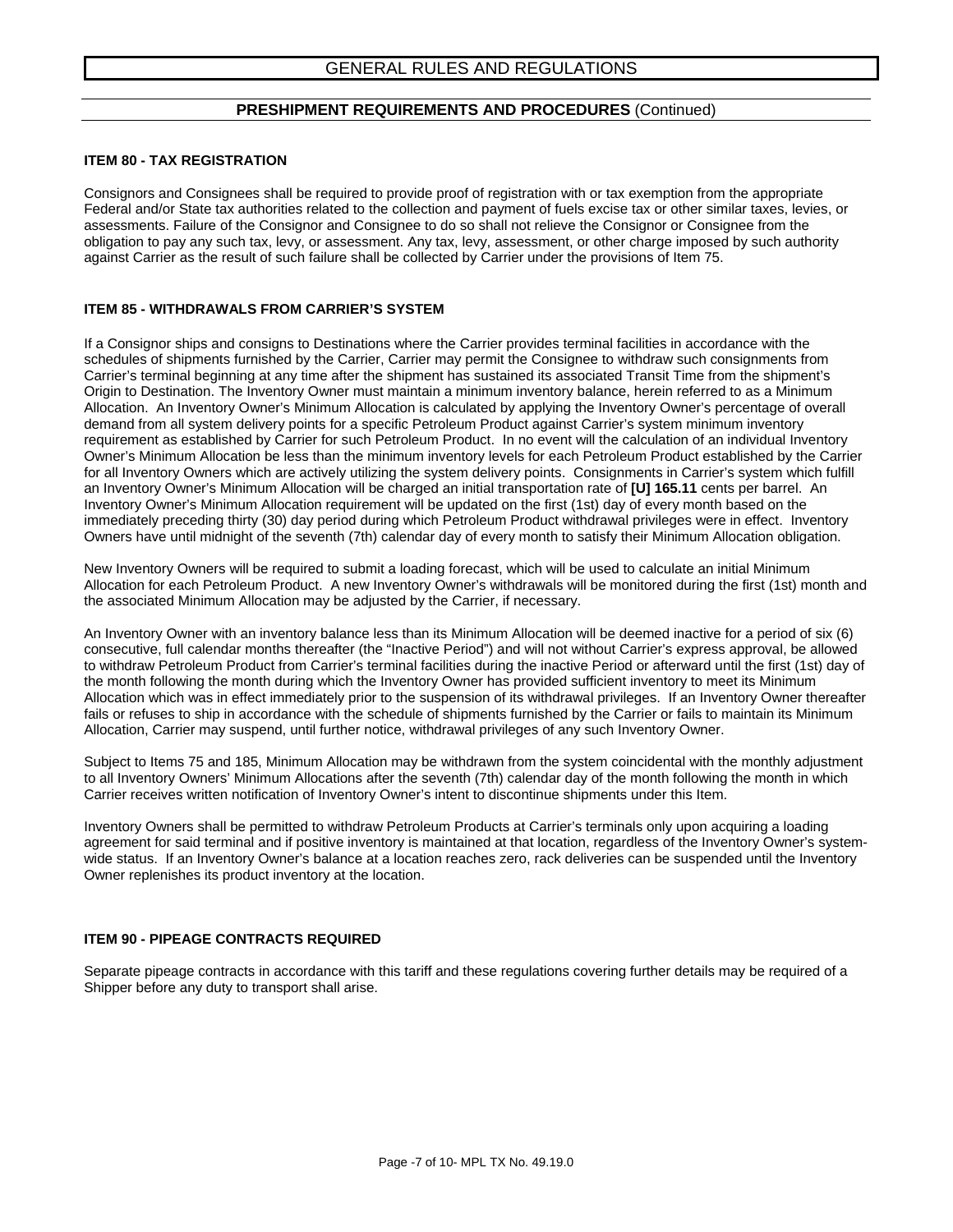# GENERAL RULES AND REGULATIONS

## **PRESHIPMENT REQUIREMENTS AND PROCEDURES** (Continued)

### ITEM 80 - TAX REGISTRATION

Consignors and Consignees shall be required to provide proof of registration with or tax exemption from the appropriate Federal and/or State tax authorities related to the collection and payment of fuels excise tax or other similar taxes, levies, or assessments. Failure of the Consignor and Consignee to do so shall not relieve the Consignor or Consignee from the obligation to pay any such tax, levy, or assessment. Any tax, levy, assessment, or other charge imposed by such authority against Carrier as the result of such failure shall be collected by Carrier under the provisions of Item 75.

### ITEM 85 - WITHDRAWALS FROM CARRIER'S SYSTEM

If a Consignor ships and consigns to Destinations where the Carrier provides terminal facilities in accordance with the schedules of shipments furnished by the Carrier, Carrier may permit the Consignee to withdraw such consignments from Carrier's terminal beginning at any time after the shipment has sustained its associated Transit Time from the shipment's Origin to Destination. The Inventory Owner must maintain a minimum inventory balance, herein referred to as a Minimum Allocation. An Inventory Owner's Minimum Allocation is calculated by applying the Inventory Owner's percentage of overall demand from all system delivery points for a specific Petroleum Product against Carrier's system minimum inventory requirement as established by Carrier for such Petroleum Product. In no event will the calculation of an individual Inventory Owner's Minimum Allocation be less than the minimum inventory levels for each Petroleum Product established by the Carrier for all Inventory Owners which are actively utilizing the system delivery points. Consignments in Carrier's system which fulfill an Inventory Owner's Minimum Allocation will be charged an initial transportation rate of **[U] 165.11** cents per barrel. An Inventory Owner's Minimum Allocation requirement will be updated on the first (1st) day of every month based on the immediately preceding thirty (30) day period during which Petroleum Product withdrawal privileges were in effect. Inventory Owners have until midnight of the seventh (7th) calendar day of every month to satisfy their Minimum Allocation obligation.

New Inventory Owners will be required to submit a loading forecast, which will be used to calculate an initial Minimum Allocation for each Petroleum Product. A new Inventory Owner's withdrawals will be monitored during the first (1st) month and the associated Minimum Allocation may be adjusted by the Carrier, if necessary.

An Inventory Owner with an inventory balance less than its Minimum Allocation will be deemed inactive for a period of six (6) consecutive, full calendar months thereafter (the "Inactive Period") and will not without Carrier's express approval, be allowed to withdraw Petroleum Product from Carrier's terminal facilities during the inactive Period or afterward until the first (1st) day of the month following the month during which the Inventory Owner has provided sufficient inventory to meet its Minimum Allocation which was in effect immediately prior to the suspension of its withdrawal privileges. If an Inventory Owner thereafter fails or refuses to ship in accordance with the schedule of shipments furnished by the Carrier or fails to maintain its Minimum Allocation, Carrier may suspend, until further notice, withdrawal privileges of any such Inventory Owner.

Subject to Items 75 and 185, Minimum Allocation may be withdrawn from the system coincidental with the monthly adjustment to all Inventory Owners' Minimum Allocations after the seventh (7th) calendar day of the month following the month in which Carrier receives written notification of Inventory Owner's intent to discontinue shipments under this Item.

Inventory Owners shall be permitted to withdraw Petroleum Products at Carrier's terminals only upon acquiring a loading agreement for said terminal and if positive inventory is maintained at that location, regardless of the Inventory Owner's system-wide status. If an Inventory Owner's balance at a location reaches zero, rack deliveries can be suspended until the Inventory Owner replenishes its product inventory at the location.

### ITEM 90 - PIPEAGE CONTRACTS REQUIRED

Separate pipeage contracts in accordance with this tariff and these regulations covering further details may be required of a Shipper before any duty to transport shall arise.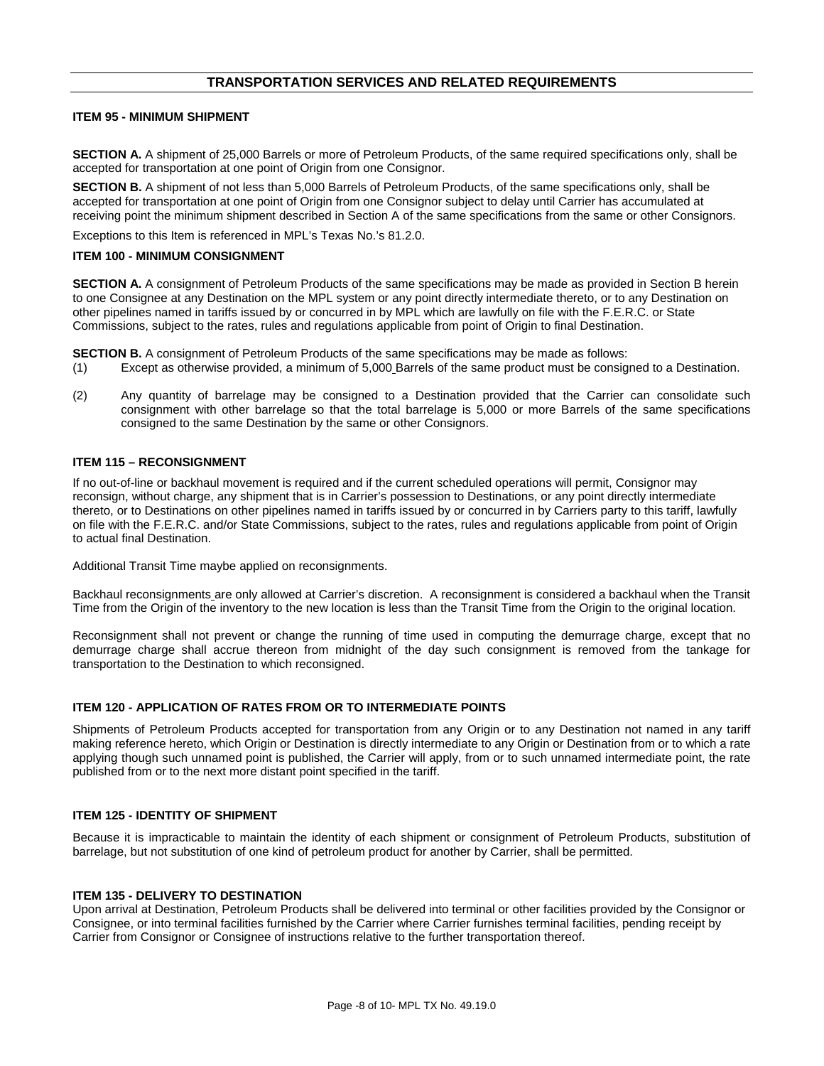## TRANSPORTATION SERVICES AND RELATED REQUIREMENTS

### ITEM 95 - MINIMUM SHIPMENT

**SECTION A.** A shipment of 25,000 Barrels or more of Petroleum Products, of the same required specifications only, shall be accepted for transportation at one point of Origin from one Consignor.

**SECTION B.** A shipment of not less than 5,000 Barrels of Petroleum Products, of the same specifications only, shall be accepted for transportation at one point of Origin from one Consignor subject to delay until Carrier has accumulated at receiving point the minimum shipment described in Section A of the same specifications from the same or other Consignors.

Exceptions to this Item is referenced in MPL's Texas No.'s 81.2.0.

### ITEM 100 - MINIMUM CONSIGNMENT

**SECTION A.** A consignment of Petroleum Products of the same specifications may be made as provided in Section B herein to one Consignee at any Destination on the MPL system or any point directly intermediate thereto, or to any Destination on other pipelines named in tariffs issued by or concurred in by MPL which are lawfully on file with the F.E.R.C. or State Commissions, subject to the rates, rules and regulations applicable from point of Origin to final Destination.

**SECTION B.** A consignment of Petroleum Products of the same specifications may be made as follows:

(1) Except as otherwise provided, a minimum of 5,000 Barrels of the same product must be consigned to a Destination.

(2) Any quantity of barrelage may be consigned to a Destination provided that the Carrier can consolidate such consignment with other barrelage so that the total barrelage is 5,000 or more Barrels of the same specifications consigned to the same Destination by the same or other Consignors.

### ITEM 115 – RECONSIGNMENT

If no out-of-line or backhaul movement is required and if the current scheduled operations will permit, Consignor may reconsign, without charge, any shipment that is in Carrier's possession to Destinations, or any point directly intermediate thereto, or to Destinations on other pipelines named in tariffs issued by or concurred in by Carriers party to this tariff, lawfully on file with the F.E.R.C. and/or State Commissions, subject to the rates, rules and regulations applicable from point of Origin to actual final Destination.

Additional Transit Time maybe applied on reconsignments.

Backhaul reconsignments are only allowed at Carrier's discretion. A reconsignment is considered a backhaul when the Transit Time from the Origin of the inventory to the new location is less than the Transit Time from the Origin to the original location.

Reconsignment shall not prevent or change the running of time used in computing the demurrage charge, except that no demurrage charge shall accrue thereon from midnight of the day such consignment is removed from the tankage for transportation to the Destination to which reconsigned.

### ITEM 120 - APPLICATION OF RATES FROM OR TO INTERMEDIATE POINTS

Shipments of Petroleum Products accepted for transportation from any Origin or to any Destination not named in any tariff making reference hereto, which Origin or Destination is directly intermediate to any Origin or Destination from or to which a rate applying though such unnamed point is published, the Carrier will apply, from or to such unnamed intermediate point, the rate published from or to the next more distant point specified in the tariff.

### ITEM 125 - IDENTITY OF SHIPMENT

Because it is impracticable to maintain the identity of each shipment or consignment of Petroleum Products, substitution of barrelage, but not substitution of one kind of petroleum product for another by Carrier, shall be permitted.

### ITEM 135 - DELIVERY TO DESTINATION

Upon arrival at Destination, Petroleum Products shall be delivered into terminal or other facilities provided by the Consignor or Consignee, or into terminal facilities furnished by the Carrier where Carrier furnishes terminal facilities, pending receipt by Carrier from Consignor or Consignee of instructions relative to the further transportation thereof.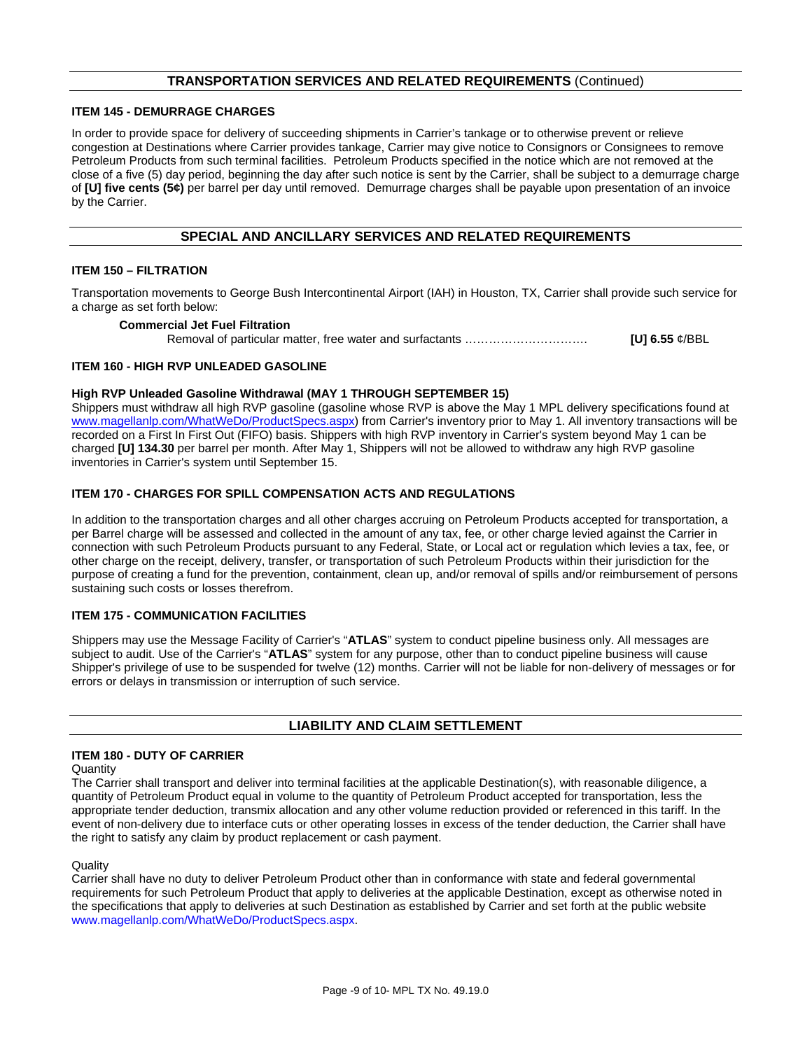## TRANSPORTATION SERVICES AND RELATED REQUIREMENTS (Continued)

### ITEM 145 - DEMURRAGE CHARGES

In order to provide space for delivery of succeeding shipments in Carrier's tankage or to otherwise prevent or relieve congestion at Destinations where Carrier provides tankage, Carrier may give notice to Consignors or Consignees to remove Petroleum Products from such terminal facilities. Petroleum Products specified in the notice which are not removed at the close of a five (5) day period, beginning the day after such notice is sent by the Carrier, shall be subject to a demurrage charge of **[U] five cents (5¢)** per barrel per day until removed. Demurrage charges shall be payable upon presentation of an invoice by the Carrier.

## SPECIAL AND ANCILLARY SERVICES AND RELATED REQUIREMENTS

### ITEM 150 – FILTRATION

Transportation movements to George Bush Intercontinental Airport (IAH) in Houston, TX, Carrier shall provide such service for a charge as set forth below:

**Commercial Jet Fuel Filtration**

Removal of particular matter, free water and surfactants …………………………. **[U] 6.55** ¢/BBL

### ITEM 160 - HIGH RVP UNLEADED GASOLINE

**High RVP Unleaded Gasoline Withdrawal (MAY 1 THROUGH SEPTEMBER 15)**

Shippers must withdraw all high RVP gasoline (gasoline whose RVP is above the May 1 MPL delivery specifications found at www.magellanlp.com/WhatWeDo/ProductSpecs.aspx) from Carrier's inventory prior to May 1. All inventory transactions will be recorded on a First In First Out (FIFO) basis. Shippers with high RVP inventory in Carrier's system beyond May 1 can be charged **[U] 134.30** per barrel per month. After May 1, Shippers will not be allowed to withdraw any high RVP gasoline inventories in Carrier's system until September 15.

### ITEM 170 - CHARGES FOR SPILL COMPENSATION ACTS AND REGULATIONS

In addition to the transportation charges and all other charges accruing on Petroleum Products accepted for transportation, a per Barrel charge will be assessed and collected in the amount of any tax, fee, or other charge levied against the Carrier in connection with such Petroleum Products pursuant to any Federal, State, or Local act or regulation which levies a tax, fee, or other charge on the receipt, delivery, transfer, or transportation of such Petroleum Products within their jurisdiction for the purpose of creating a fund for the prevention, containment, clean up, and/or removal of spills and/or reimbursement of persons sustaining such costs or losses therefrom.

### ITEM 175 - COMMUNICATION FACILITIES

Shippers may use the Message Facility of Carrier's "**ATLAS**" system to conduct pipeline business only. All messages are subject to audit. Use of the Carrier's "**ATLAS**" system for any purpose, other than to conduct pipeline business will cause Shipper's privilege of use to be suspended for twelve (12) months. Carrier will not be liable for non-delivery of messages or for errors or delays in transmission or interruption of such service.

## LIABILITY AND CLAIM SETTLEMENT

### ITEM 180 - DUTY OF CARRIER

Quantity

The Carrier shall transport and deliver into terminal facilities at the applicable Destination(s), with reasonable diligence, a quantity of Petroleum Product equal in volume to the quantity of Petroleum Product accepted for transportation, less the appropriate tender deduction, transmix allocation and any other volume reduction provided or referenced in this tariff. In the event of non-delivery due to interface cuts or other operating losses in excess of the tender deduction, the Carrier shall have the right to satisfy any claim by product replacement or cash payment.

Quality

Carrier shall have no duty to deliver Petroleum Product other than in conformance with state and federal governmental requirements for such Petroleum Product that apply to deliveries at the applicable Destination, except as otherwise noted in the specifications that apply to deliveries at such Destination as established by Carrier and set forth at the public website www.magellanlp.com/WhatWeDo/ProductSpecs.aspx.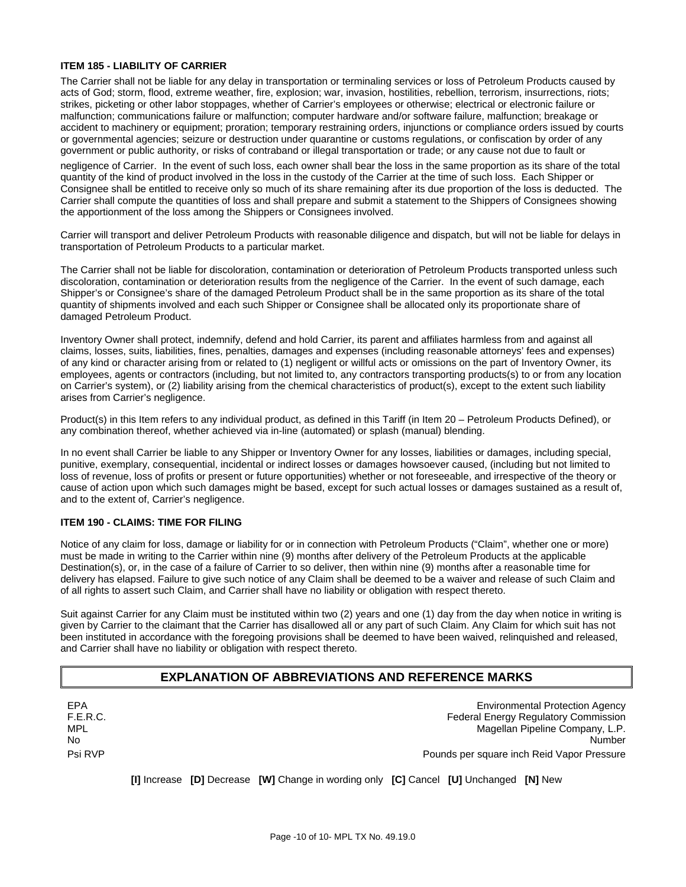**ITEM 185 - LIABILITY OF CARRIER**

The Carrier shall not be liable for any delay in transportation or terminaling services or loss of Petroleum Products caused by acts of God; storm, flood, extreme weather, fire, explosion; war, invasion, hostilities, rebellion, terrorism, insurrections, riots; strikes, picketing or other labor stoppages, whether of Carrier's employees or otherwise; electrical or electronic failure or malfunction; communications failure or malfunction; computer hardware and/or software failure, malfunction; breakage or accident to machinery or equipment; proration; temporary restraining orders, injunctions or compliance orders issued by courts or governmental agencies; seizure or destruction under quarantine or customs regulations, or confiscation by order of any government or public authority, or risks of contraband or illegal transportation or trade; or any cause not due to fault or negligence of Carrier. In the event of such loss, each owner shall bear the loss in the same proportion as its share of the total quantity of the kind of product involved in the loss in the custody of the Carrier at the time of such loss. Each Shipper or Consignee shall be entitled to receive only so much of its share remaining after its due proportion of the loss is deducted. The Carrier shall compute the quantities of loss and shall prepare and submit a statement to the Shippers of Consignees showing the apportionment of the loss among the Shippers or Consignees involved.

Carrier will transport and deliver Petroleum Products with reasonable diligence and dispatch, but will not be liable for delays in transportation of Petroleum Products to a particular market.

The Carrier shall not be liable for discoloration, contamination or deterioration of Petroleum Products transported unless such discoloration, contamination or deterioration results from the negligence of the Carrier. In the event of such damage, each Shipper's or Consignee's share of the damaged Petroleum Product shall be in the same proportion as its share of the total quantity of shipments involved and each such Shipper or Consignee shall be allocated only its proportionate share of damaged Petroleum Product.

Inventory Owner shall protect, indemnify, defend and hold Carrier, its parent and affiliates harmless from and against all claims, losses, suits, liabilities, fines, penalties, damages and expenses (including reasonable attorneys' fees and expenses) of any kind or character arising from or related to (1) negligent or willful acts or omissions on the part of Inventory Owner, its employees, agents or contractors (including, but not limited to, any contractors transporting products(s) to or from any location on Carrier's system), or (2) liability arising from the chemical characteristics of product(s), except to the extent such liability arises from Carrier's negligence.

Product(s) in this Item refers to any individual product, as defined in this Tariff (in Item 20 – Petroleum Products Defined), or any combination thereof, whether achieved via in-line (automated) or splash (manual) blending.

In no event shall Carrier be liable to any Shipper or Inventory Owner for any losses, liabilities or damages, including special, punitive, exemplary, consequential, incidental or indirect losses or damages howsoever caused, (including but not limited to loss of revenue, loss of profits or present or future opportunities) whether or not foreseeable, and irrespective of the theory or cause of action upon which such damages might be based, except for such actual losses or damages sustained as a result of, and to the extent of, Carrier's negligence.

**ITEM 190 - CLAIMS: TIME FOR FILING**

Notice of any claim for loss, damage or liability for or in connection with Petroleum Products ("Claim", whether one or more) must be made in writing to the Carrier within nine (9) months after delivery of the Petroleum Products at the applicable Destination(s), or, in the case of a failure of Carrier to so deliver, then within nine (9) months after a reasonable time for delivery has elapsed. Failure to give such notice of any Claim shall be deemed to be a waiver and release of such Claim and of all rights to assert such Claim, and Carrier shall have no liability or obligation with respect thereto.

Suit against Carrier for any Claim must be instituted within two (2) years and one (1) day from the day when notice in writing is given by Carrier to the claimant that the Carrier has disallowed all or any part of such Claim. Any Claim for which suit has not been instituted in accordance with the foregoing provisions shall be deemed to have been waived, relinquished and released, and Carrier shall have no liability or obligation with respect thereto.

## EXPLANATION OF ABBREVIATIONS AND REFERENCE MARKS

| | |
|---|---|
| EPA | Environmental Protection Agency |
| F.E.R.C. | Federal Energy Regulatory Commission |
| MPL | Magellan Pipeline Company, L.P. |
| No | Number |
| Psi RVP | Pounds per square inch Reid Vapor Pressure |

**[I]** Increase **[D]** Decrease **[W]** Change in wording only **[C]** Cancel **[U]** Unchanged **[N]** New